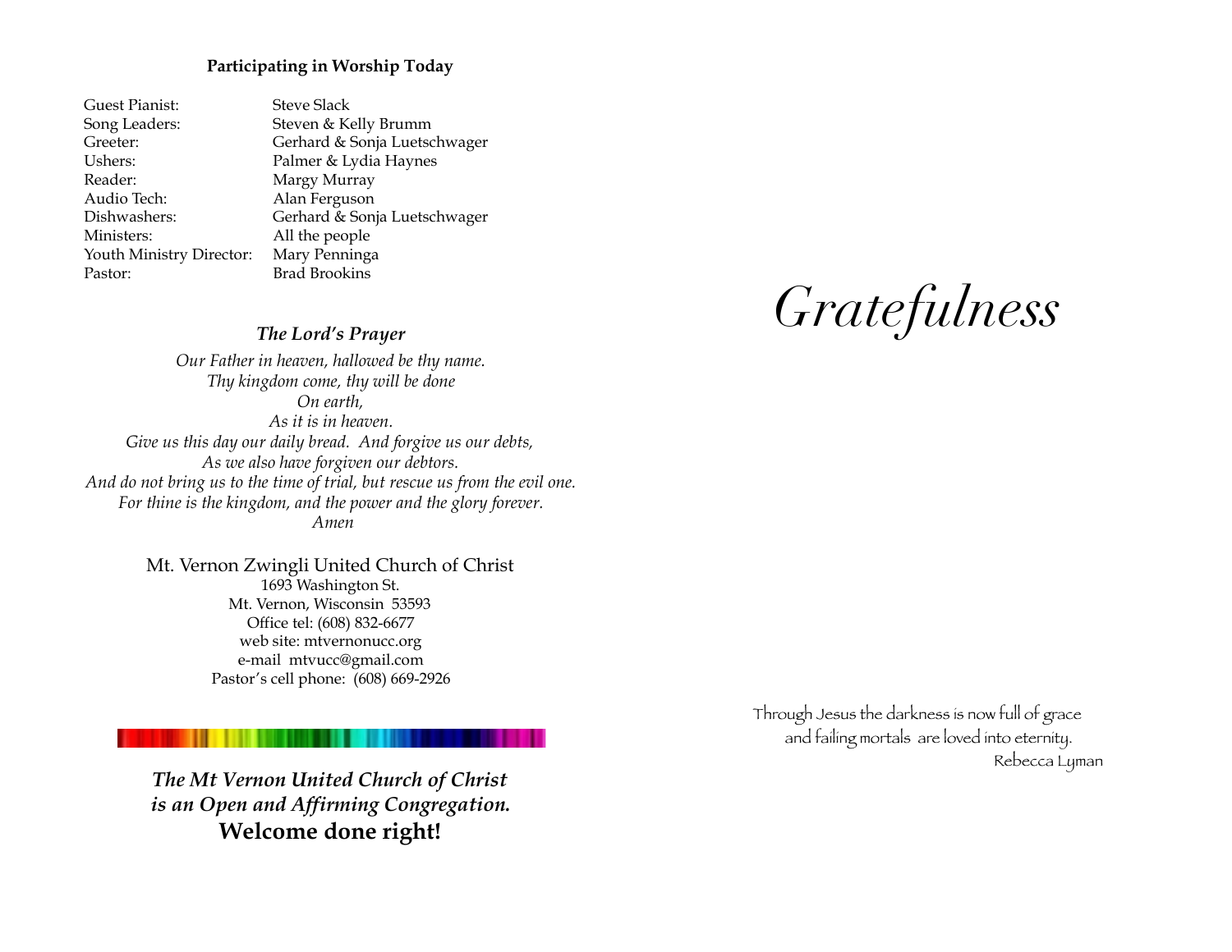**Participating in Worship Today**

| | |
|---|---|
| Guest Pianist: | Steve Slack |
| Song Leaders: | Steven & Kelly Brumm |
| Greeter: | Gerhard & Sonja Luetschwager |
| Ushers: | Palmer & Lydia Haynes |
| Reader: | Margy Murray |
| Audio Tech: | Alan Ferguson |
| Dishwashers: | Gerhard & Sonja Luetschwager |
| Ministers: | All the people |
| Youth Ministry Director: | Mary Penninga |
| Pastor: | Brad Brookins |

***The Lord's Prayer***

*Our Father in heaven, hallowed be thy name.*
*Thy kingdom come, thy will be done*
*On earth,*
*As it is in heaven.*
*Give us this day our daily bread. And forgive us our debts,*
*As we also have forgiven our debtors.*
*And do not bring us to the time of trial, but rescue us from the evil one.*
*For thine is the kingdom, and the power and the glory forever.*
*Amen*

Mt. Vernon Zwingli United Church of Christ
1693 Washington St.
Mt. Vernon, Wisconsin 53593
Office tel: (608) 832-6677
web site: mtvernonucc.org
e-mail mtvucc@gmail.com
Pastor's cell phone: (608) 669-2926

***The Mt Vernon United Church of Christ is an Open and Affirming Congregation.***
**Welcome done right!**

# *Gratefulness*

Through Jesus the darkness is now full of grace
and failing mortals are loved into eternity.
Rebecca Lyman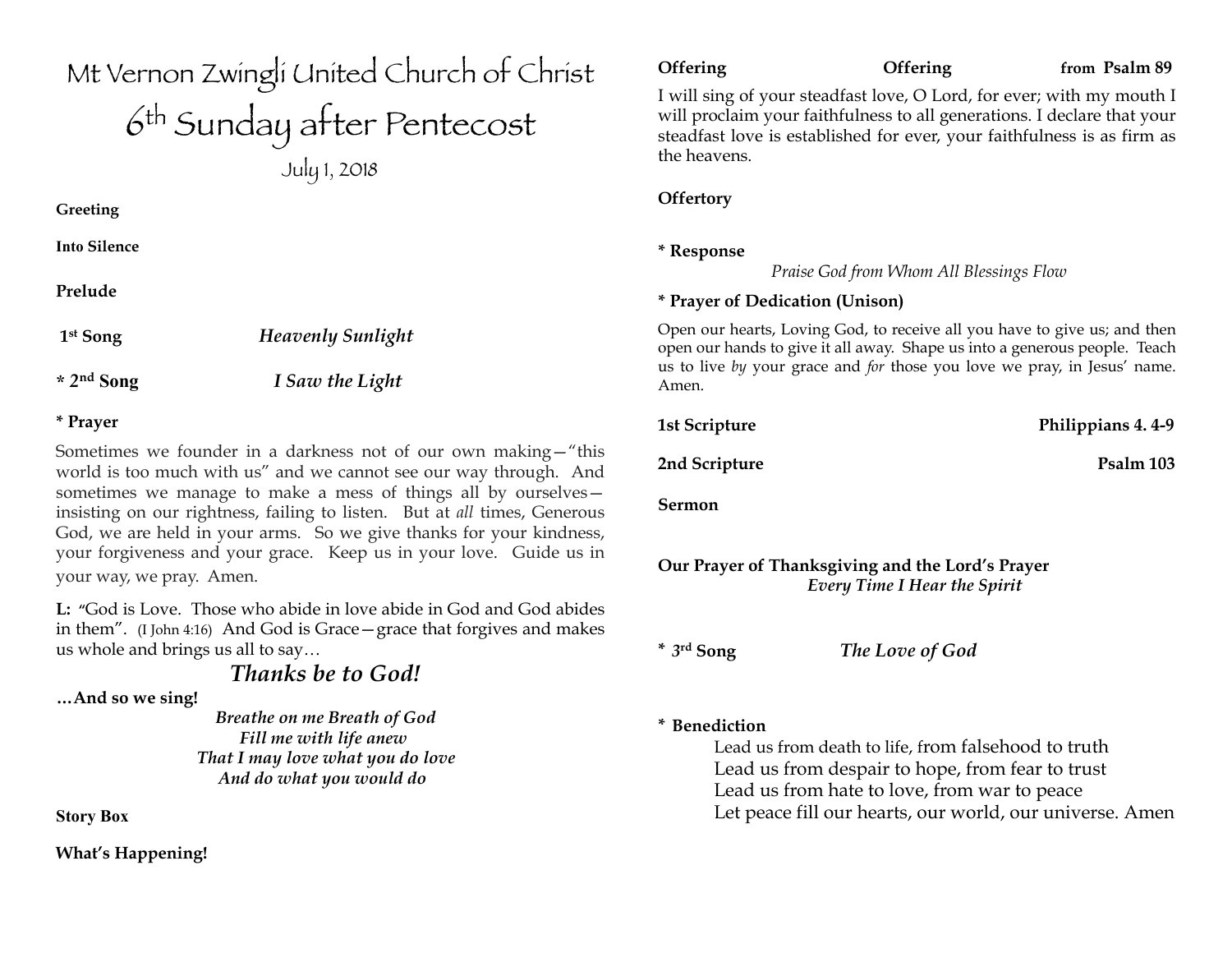# Mt Vernon Zwingli United Church of Christ

## 6th Sunday after Pentecost

July 1, 2018

**Greeting**

**Into Silence**

**Prelude**

**1st Song** *Heavenly Sunlight*

**\* 2nd Song** *I Saw the Light*

**\* Prayer**

Sometimes we founder in a darkness not of our own making—"this world is too much with us" and we cannot see our way through. And sometimes we manage to make a mess of things all by ourselves—insisting on our rightness, failing to listen. But at *all* times, Generous God, we are held in your arms. So we give thanks for your kindness, your forgiveness and your grace. Keep us in your love. Guide us in your way, we pray. Amen.

**L:** "God is Love. Those who abide in love abide in God and God abides in them". (I John 4:16) And God is Grace—grace that forgives and makes us whole and brings us all to say…

***Thanks be to God!***

**…And so we sing!**

***Breathe on me Breath of God***
***Fill me with life anew***
***That I may love what you do love***
***And do what you would do***

**Story Box**

**What's Happening!**

**Offering** **Offering** **from Psalm 89**

I will sing of your steadfast love, O Lord, for ever; with my mouth I will proclaim your faithfulness to all generations. I declare that your steadfast love is established for ever, your faithfulness is as firm as the heavens.

**Offertory**

**\* Response**

*Praise God from Whom All Blessings Flow*

**\* Prayer of Dedication (Unison)**

Open our hearts, Loving God, to receive all you have to give us; and then open our hands to give it all away. Shape us into a generous people. Teach us to live *by* your grace and *for* those you love we pray, in Jesus' name. Amen.

**1st Scripture** **Philippians 4. 4-9**

**2nd Scripture** **Psalm 103**

**Sermon**

**Our Prayer of Thanksgiving and the Lord's Prayer**
***Every Time I Hear the Spirit***

**\* 3rd Song** *The Love of God*

**\* Benediction**

Lead us from death to life, from falsehood to truth
Lead us from despair to hope, from fear to trust
Lead us from hate to love, from war to peace
Let peace fill our hearts, our world, our universe. Amen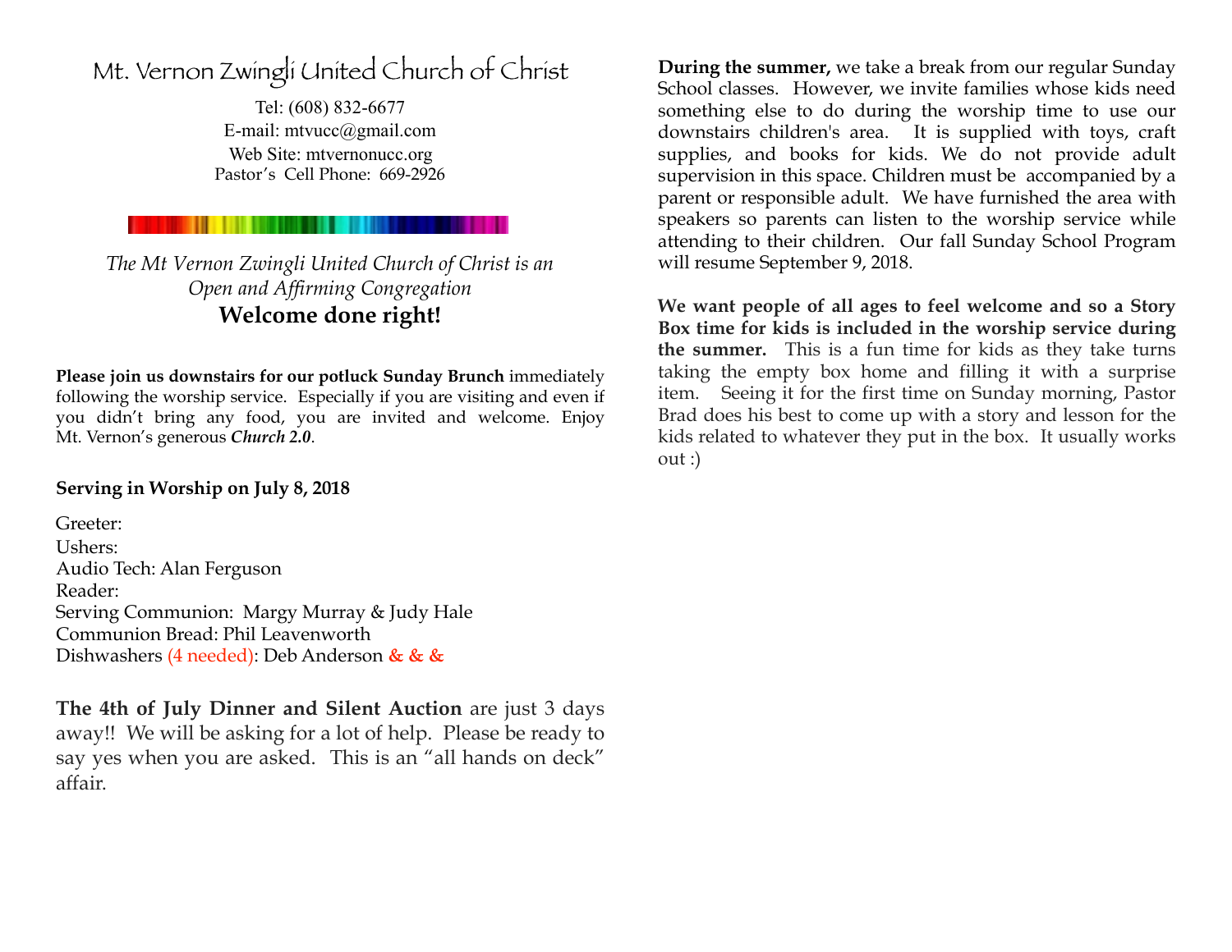# Mt. Vernon Zwingli United Church of Christ

Tel: (608) 832-6677
E-mail: mtvucc@gmail.com
Web Site: mtvernonucc.org
Pastor's Cell Phone: 669-2926

*The Mt Vernon Zwingli United Church of Christ is an Open and Affirming Congregation*

**Welcome done right!**

**Please join us downstairs for our potluck Sunday Brunch** immediately following the worship service. Especially if you are visiting and even if you didn't bring any food, you are invited and welcome. Enjoy Mt. Vernon's generous ***Church 2.0***.

**Serving in Worship on July 8, 2018**

Greeter:
Ushers:
Audio Tech: Alan Ferguson
Reader:
Serving Communion: Margy Murray & Judy Hale
Communion Bread: Phil Leavenworth
Dishwashers (4 needed): Deb Anderson **& & &**

**The 4th of July Dinner and Silent Auction** are just 3 days away!! We will be asking for a lot of help. Please be ready to say yes when you are asked. This is an "all hands on deck" affair.

**During the summer,** we take a break from our regular Sunday School classes. However, we invite families whose kids need something else to do during the worship time to use our downstairs children's area. It is supplied with toys, craft supplies, and books for kids. We do not provide adult supervision in this space. Children must be accompanied by a parent or responsible adult. We have furnished the area with speakers so parents can listen to the worship service while attending to their children. Our fall Sunday School Program will resume September 9, 2018.

**We want people of all ages to feel welcome and so a Story Box time for kids is included in the worship service during the summer.** This is a fun time for kids as they take turns taking the empty box home and filling it with a surprise item. Seeing it for the first time on Sunday morning, Pastor Brad does his best to come up with a story and lesson for the kids related to whatever they put in the box. It usually works out :)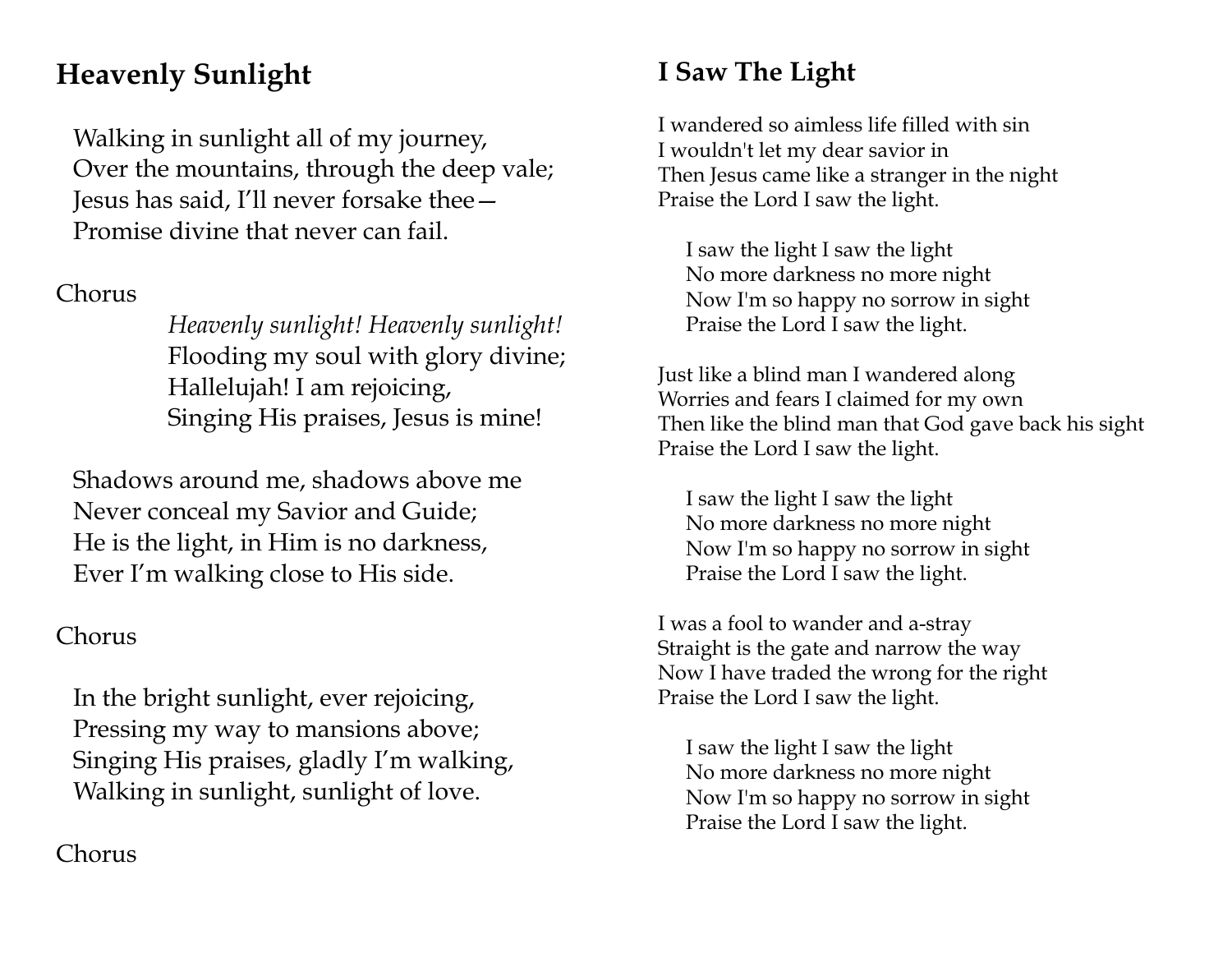## Heavenly Sunlight

Walking in sunlight all of my journey,
Over the mountains, through the deep vale;
Jesus has said, I'll never forsake thee—
Promise divine that never can fail.

Chorus

*Heavenly sunlight! Heavenly sunlight!*
Flooding my soul with glory divine;
Hallelujah! I am rejoicing,
Singing His praises, Jesus is mine!

Shadows around me, shadows above me
Never conceal my Savior and Guide;
He is the light, in Him is no darkness,
Ever I'm walking close to His side.

Chorus

In the bright sunlight, ever rejoicing,
Pressing my way to mansions above;
Singing His praises, gladly I'm walking,
Walking in sunlight, sunlight of love.

Chorus

## I Saw The Light

I wandered so aimless life filled with sin
I wouldn't let my dear savior in
Then Jesus came like a stranger in the night
Praise the Lord I saw the light.

I saw the light I saw the light
No more darkness no more night
Now I'm so happy no sorrow in sight
Praise the Lord I saw the light.

Just like a blind man I wandered along
Worries and fears I claimed for my own
Then like the blind man that God gave back his sight
Praise the Lord I saw the light.

I saw the light I saw the light
No more darkness no more night
Now I'm so happy no sorrow in sight
Praise the Lord I saw the light.

I was a fool to wander and a-stray
Straight is the gate and narrow the way
Now I have traded the wrong for the right
Praise the Lord I saw the light.

I saw the light I saw the light
No more darkness no more night
Now I'm so happy no sorrow in sight
Praise the Lord I saw the light.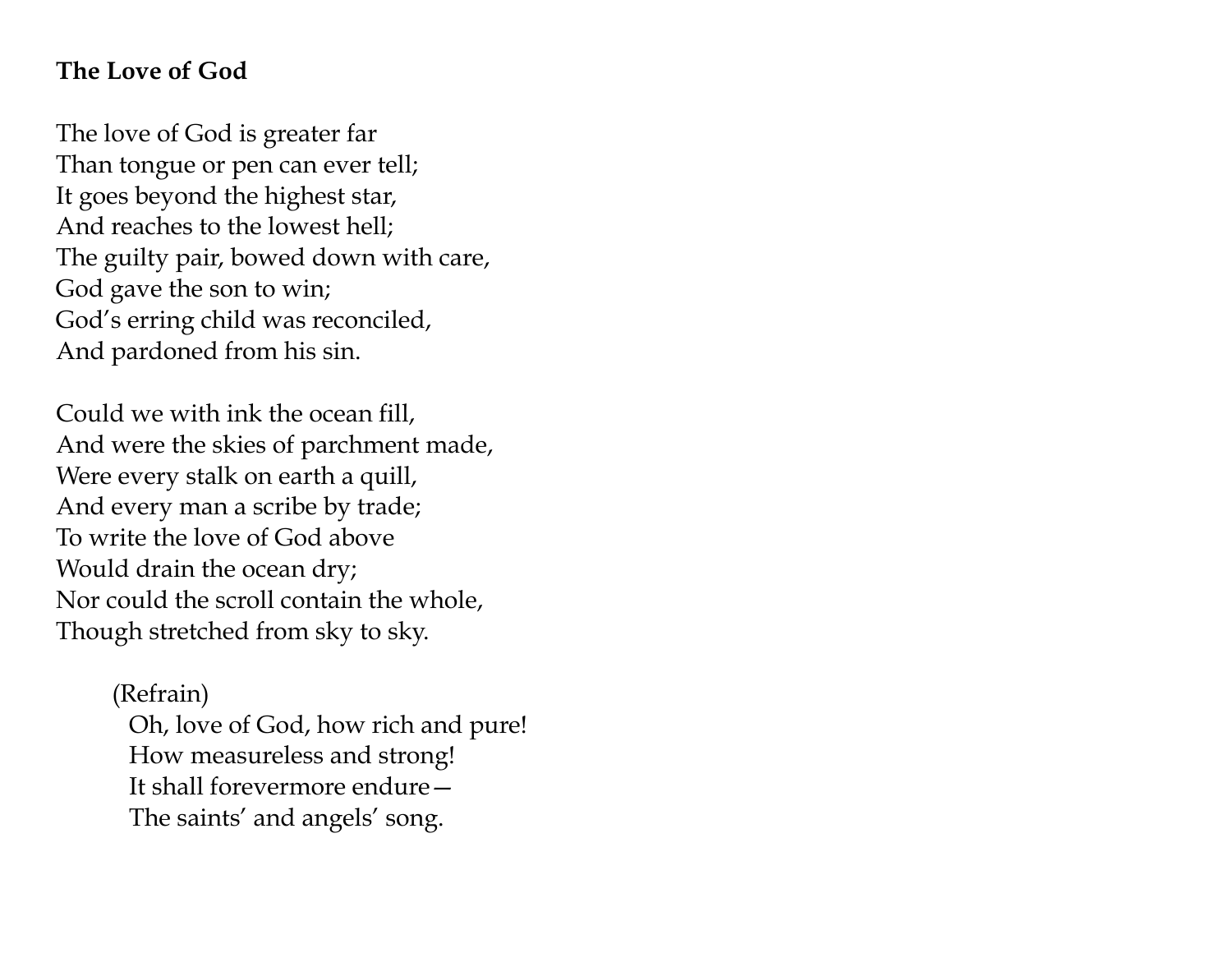**The Love of God**

The love of God is greater far
Than tongue or pen can ever tell;
It goes beyond the highest star,
And reaches to the lowest hell;
The guilty pair, bowed down with care,
God gave the son to win;
God's erring child was reconciled,
And pardoned from his sin.

Could we with ink the ocean fill,
And were the skies of parchment made,
Were every stalk on earth a quill,
And every man a scribe by trade;
To write the love of God above
Would drain the ocean dry;
Nor could the scroll contain the whole,
Though stretched from sky to sky.

(Refrain)
Oh, love of God, how rich and pure!
How measureless and strong!
It shall forevermore endure—
The saints' and angels' song.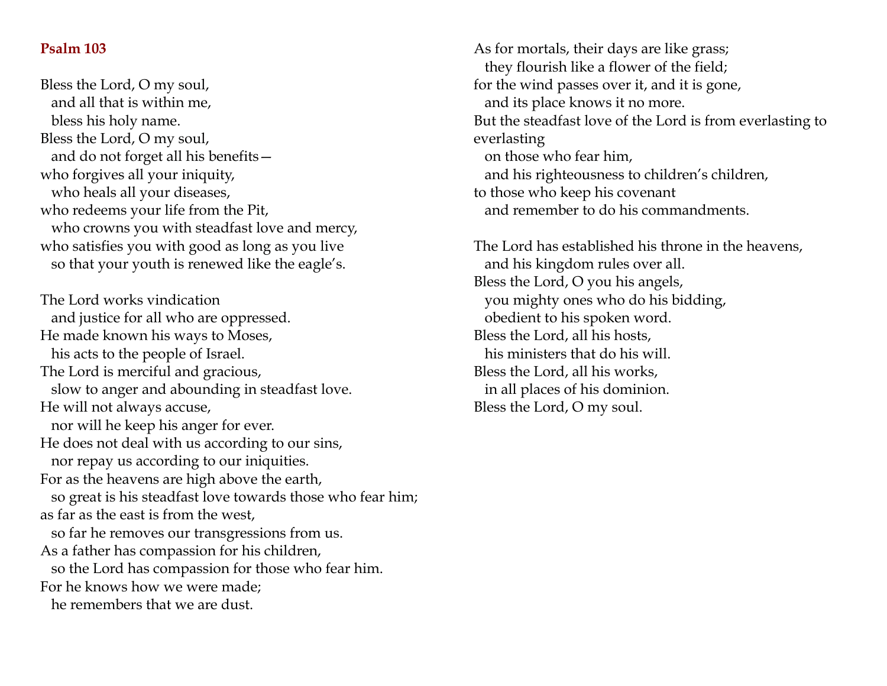## Psalm 103

Bless the Lord, O my soul,  
  and all that is within me,  
  bless his holy name.  
Bless the Lord, O my soul,  
  and do not forget all his benefits—  
who forgives all your iniquity,  
  who heals all your diseases,  
who redeems your life from the Pit,  
  who crowns you with steadfast love and mercy,  
who satisfies you with good as long as you live  
  so that your youth is renewed like the eagle's.

The Lord works vindication  
  and justice for all who are oppressed.  
He made known his ways to Moses,  
  his acts to the people of Israel.  
The Lord is merciful and gracious,  
  slow to anger and abounding in steadfast love.  
He will not always accuse,  
  nor will he keep his anger for ever.  
He does not deal with us according to our sins,  
  nor repay us according to our iniquities.  
For as the heavens are high above the earth,  
  so great is his steadfast love towards those who fear him;  
as far as the east is from the west,  
  so far he removes our transgressions from us.  
As a father has compassion for his children,  
  so the Lord has compassion for those who fear him.  
For he knows how we were made;  
  he remembers that we are dust.  
As for mortals, their days are like grass;  
  they flourish like a flower of the field;  
for the wind passes over it, and it is gone,  
  and its place knows it no more.  
But the steadfast love of the Lord is from everlasting to everlasting  
  on those who fear him,  
  and his righteousness to children's children,  
to those who keep his covenant  
  and remember to do his commandments.

The Lord has established his throne in the heavens,  
  and his kingdom rules over all.  
Bless the Lord, O you his angels,  
  you mighty ones who do his bidding,  
  obedient to his spoken word.  
Bless the Lord, all his hosts,  
  his ministers that do his will.  
Bless the Lord, all his works,  
  in all places of his dominion.  
Bless the Lord, O my soul.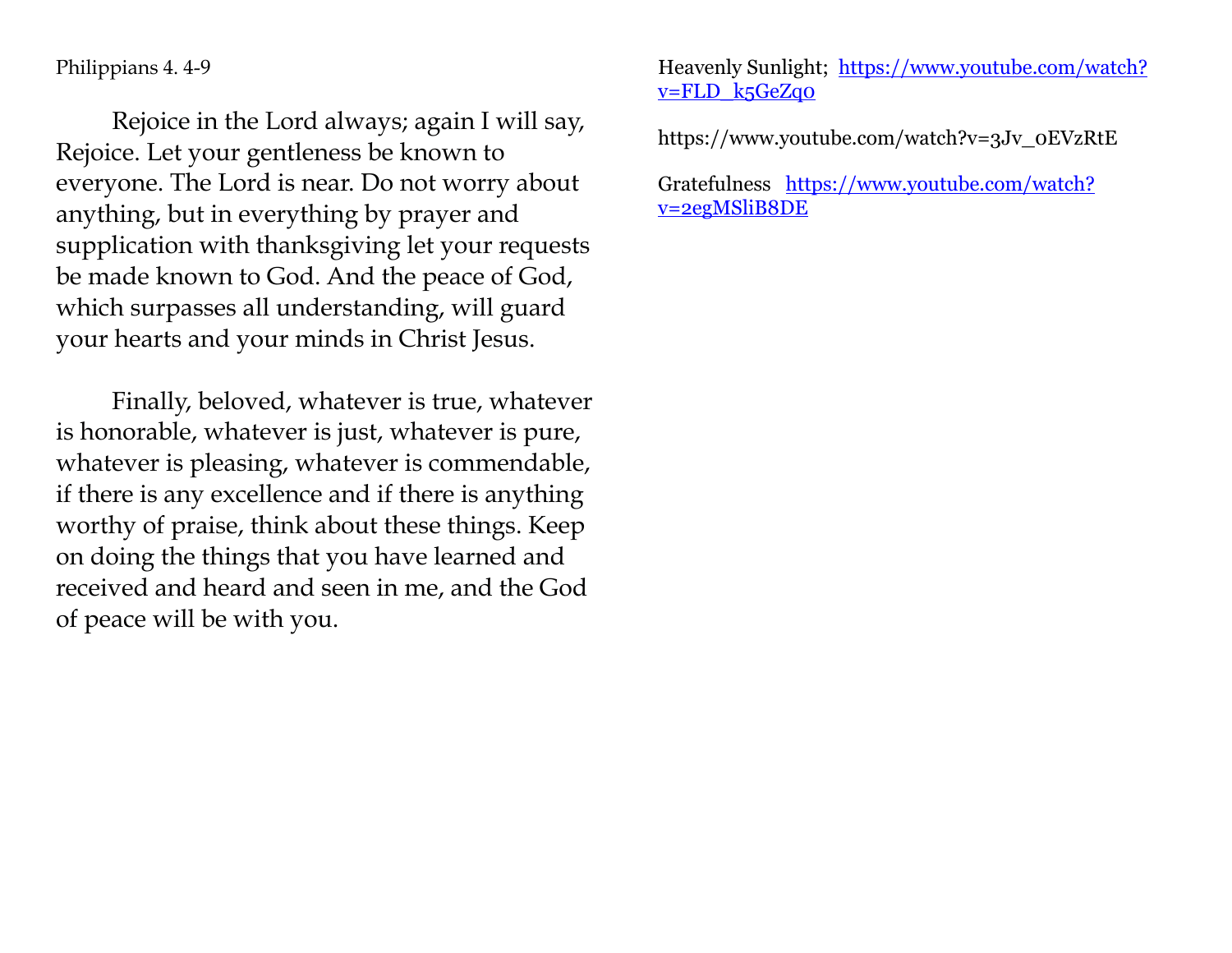Philippians 4. 4-9

Rejoice in the Lord always; again I will say, Rejoice. Let your gentleness be known to everyone. The Lord is near. Do not worry about anything, but in everything by prayer and supplication with thanksgiving let your requests be made known to God. And the peace of God, which surpasses all understanding, will guard your hearts and your minds in Christ Jesus.

Finally, beloved, whatever is true, whatever is honorable, whatever is just, whatever is pure, whatever is pleasing, whatever is commendable, if there is any excellence and if there is anything worthy of praise, think about these things. Keep on doing the things that you have learned and received and heard and seen in me, and the God of peace will be with you.

Heavenly Sunlight; https://www.youtube.com/watch?v=FLD_k5GeZq0

https://www.youtube.com/watch?v=3Jv_0EVzRtE

Gratefulness https://www.youtube.com/watch?v=2egMSliB8DE